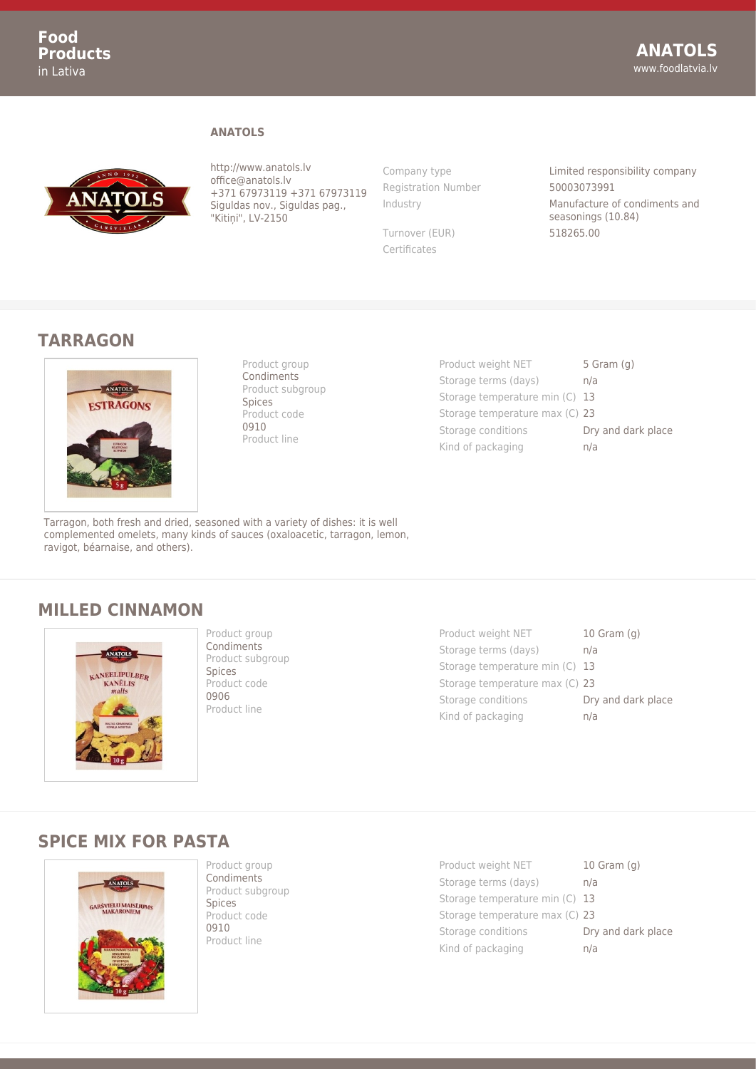# ANATOLS

http://www.anatols.lv
office@anatols.lv
+371 67973119 +371 67973119
Siguldas nov., Siguldas pag., "Kitiņi", LV-2150

| | |
|---|---|
| Company type | Limited responsibility company |
| Registration Number | 50003073991 |
| Industry | Manufacture of condiments and seasonings (10.84) |
| Turnover (EUR) | 518265.00 |
| Certificates | |

## TARRAGON

Product group
Condiments
Product subgroup
Spices
Product code
0910
Product line

| | |
|---|---|
| Product weight NET | 5 Gram (g) |
| Storage terms (days) | n/a |
| Storage temperature min (C) | 13 |
| Storage temperature max (C) | 23 |
| Storage conditions | Dry and dark place |
| Kind of packaging | n/a |

Tarragon, both fresh and dried, seasoned with a variety of dishes: it is well complemented omelets, many kinds of sauces (oxaloacetic, tarragon, lemon, ravigot, béarnaise, and others).

## MILLED CINNAMON

Product group
Condiments
Product subgroup
Spices
Product code
0906
Product line

| | |
|---|---|
| Product weight NET | 10 Gram (g) |
| Storage terms (days) | n/a |
| Storage temperature min (C) | 13 |
| Storage temperature max (C) | 23 |
| Storage conditions | Dry and dark place |
| Kind of packaging | n/a |

## SPICE MIX FOR PASTA

Product group
Condiments
Product subgroup
Spices
Product code
0910
Product line

| | |
|---|---|
| Product weight NET | 10 Gram (g) |
| Storage terms (days) | n/a |
| Storage temperature min (C) | 13 |
| Storage temperature max (C) | 23 |
| Storage conditions | Dry and dark place |
| Kind of packaging | n/a |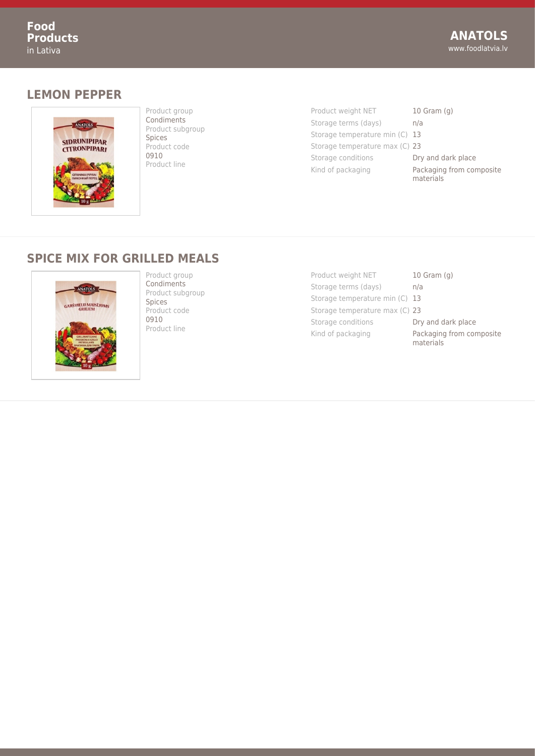## LEMON PEPPER

Product group
Condiments
Product subgroup
Spices
Product code
0910
Product line

| | |
|---|---|
| Product weight NET | 10 Gram (g) |
| Storage terms (days) | n/a |
| Storage temperature min (C) | 13 |
| Storage temperature max (C) | 23 |
| Storage conditions | Dry and dark place |
| Kind of packaging | Packaging from composite materials |

## SPICE MIX FOR GRILLED MEALS

Product group
Condiments
Product subgroup
Spices
Product code
0910
Product line

| | |
|---|---|
| Product weight NET | 10 Gram (g) |
| Storage terms (days) | n/a |
| Storage temperature min (C) | 13 |
| Storage temperature max (C) | 23 |
| Storage conditions | Dry and dark place |
| Kind of packaging | Packaging from composite materials |